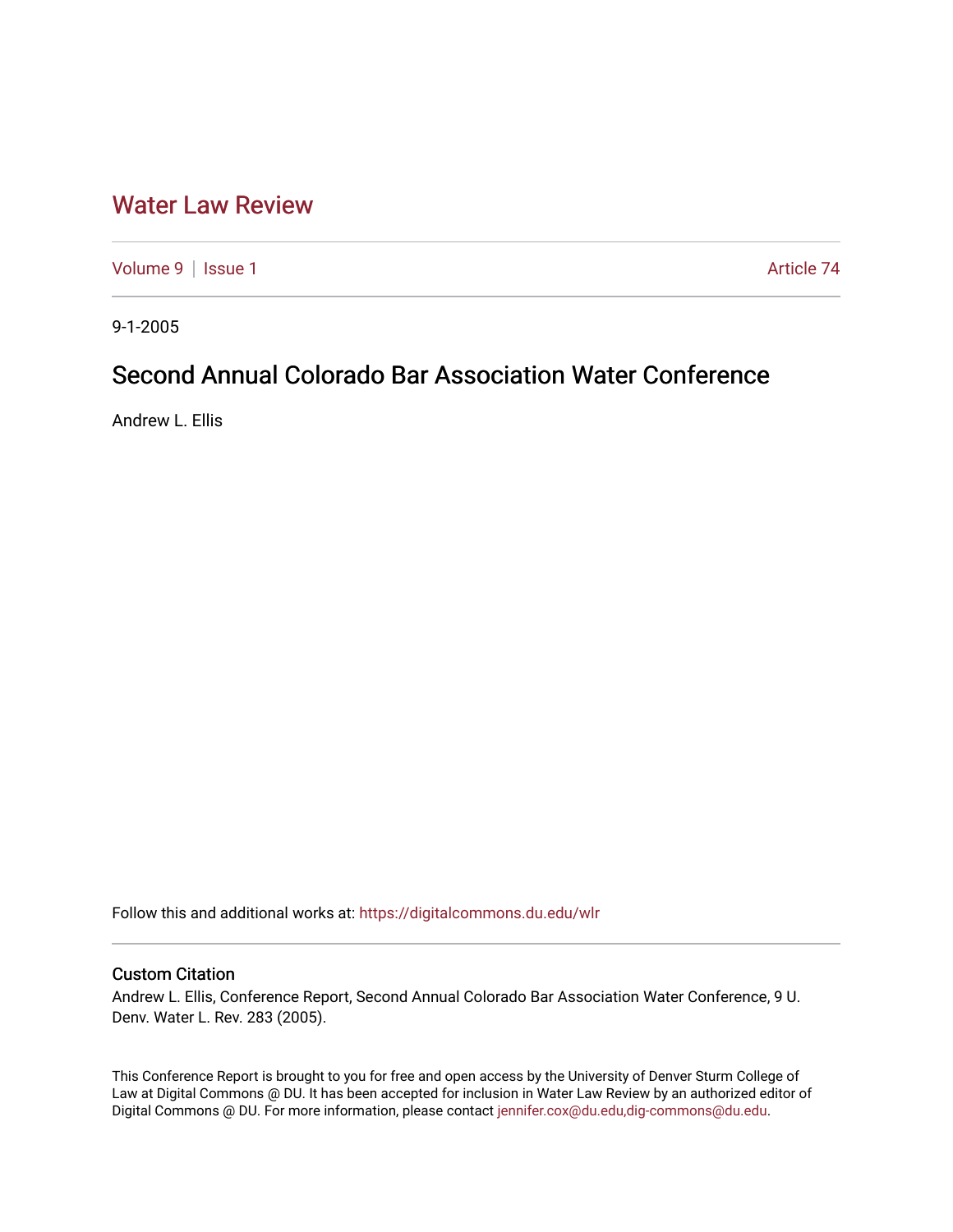# Water Law Review

Volume 9 | Issue 1 Article 74

9-1-2005

## Second Annual Colorado Bar Association Water Conference

Andrew L. Ellis

Follow this and additional works at: https://digitalcommons.du.edu/wlr

### Custom Citation

Andrew L. Ellis, Conference Report, Second Annual Colorado Bar Association Water Conference, 9 U. Denv. Water L. Rev. 283 (2005).

This Conference Report is brought to you for free and open access by the University of Denver Sturm College of Law at Digital Commons @ DU. It has been accepted for inclusion in Water Law Review by an authorized editor of Digital Commons @ DU. For more information, please contact jennifer.cox@du.edu,dig-commons@du.edu.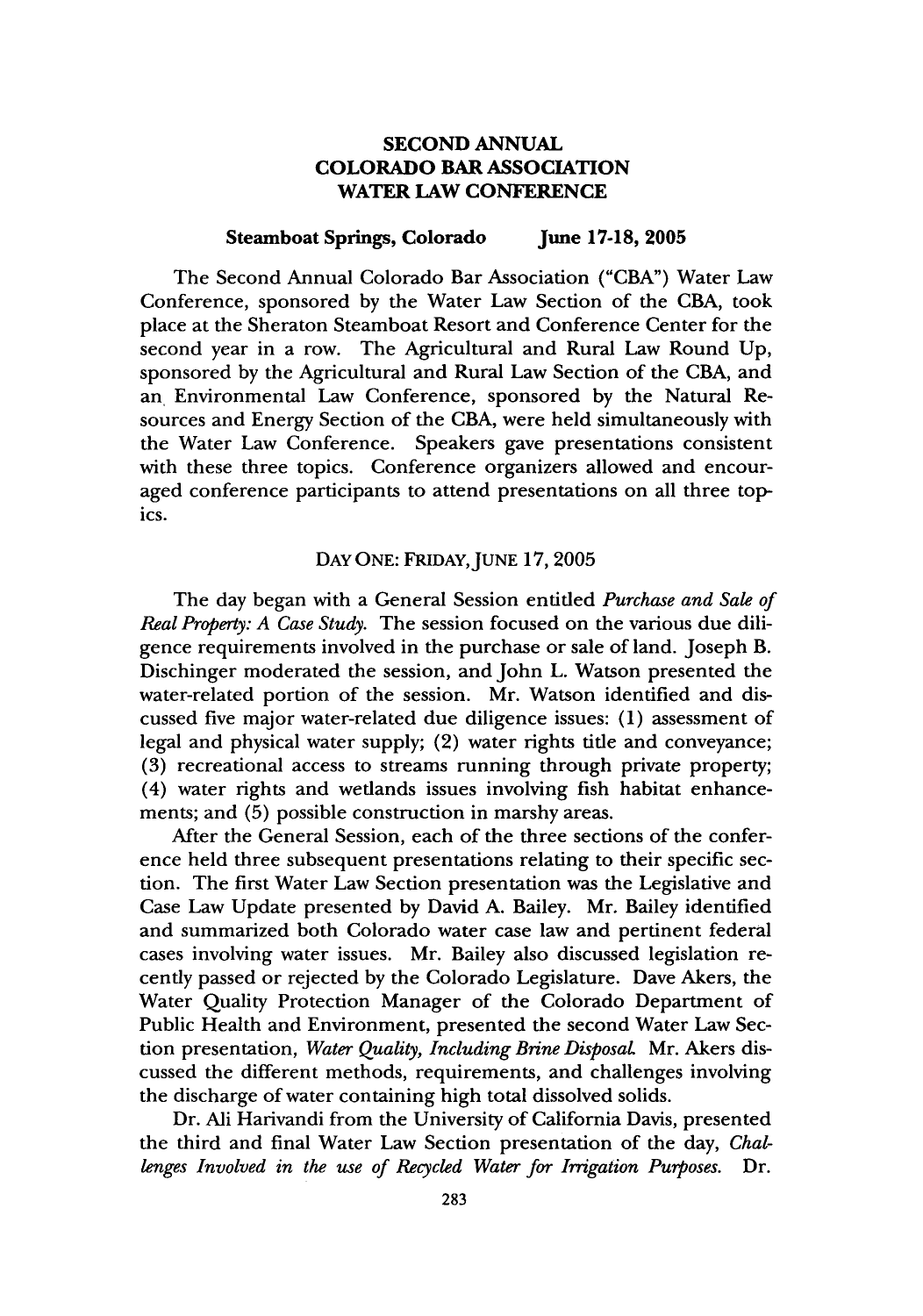# SECOND ANNUAL COLORADO BAR ASSOCIATION WATER LAW CONFERENCE

**Steamboat Springs, Colorado June 17-18, 2005**

The Second Annual Colorado Bar Association ("CBA") Water Law Conference, sponsored by the Water Law Section of the CBA, took place at the Sheraton Steamboat Resort and Conference Center for the second year in a row. The Agricultural and Rural Law Round Up, sponsored by the Agricultural and Rural Law Section of the CBA, and an Environmental Law Conference, sponsored by the Natural Resources and Energy Section of the CBA, were held simultaneously with the Water Law Conference. Speakers gave presentations consistent with these three topics. Conference organizers allowed and encouraged conference participants to attend presentations on all three topics.

## DAY ONE: FRIDAY, JUNE 17, 2005

The day began with a General Session entitled *Purchase and Sale of Real Property: A Case Study.* The session focused on the various due diligence requirements involved in the purchase or sale of land. Joseph B. Dischinger moderated the session, and John L. Watson presented the water-related portion of the session. Mr. Watson identified and discussed five major water-related due diligence issues: (1) assessment of legal and physical water supply; (2) water rights title and conveyance; (3) recreational access to streams running through private property; (4) water rights and wetlands issues involving fish habitat enhancements; and (5) possible construction in marshy areas.

After the General Session, each of the three sections of the conference held three subsequent presentations relating to their specific section. The first Water Law Section presentation was the Legislative and Case Law Update presented by David A. Bailey. Mr. Bailey identified and summarized both Colorado water case law and pertinent federal cases involving water issues. Mr. Bailey also discussed legislation recently passed or rejected by the Colorado Legislature. Dave Akers, the Water Quality Protection Manager of the Colorado Department of Public Health and Environment, presented the second Water Law Section presentation, *Water Quality, Including Brine Disposal.* Mr. Akers discussed the different methods, requirements, and challenges involving the discharge of water containing high total dissolved solids.

Dr. Ali Harivandi from the University of California Davis, presented the third and final Water Law Section presentation of the day, *Challenges Involved in the use of Recycled Water for Irrigation Purposes.* Dr.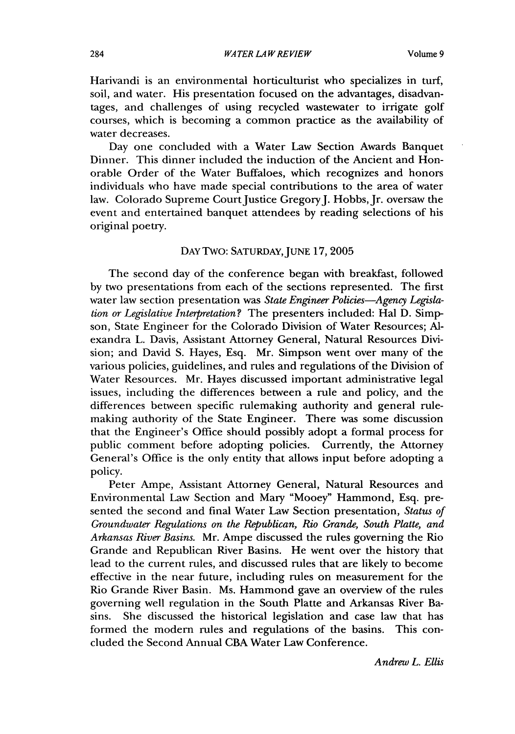Harivandi is an environmental horticulturist who specializes in turf, soil, and water. His presentation focused on the advantages, disadvantages, and challenges of using recycled wastewater to irrigate golf courses, which is becoming a common practice as the availability of water decreases.

Day one concluded with a Water Law Section Awards Banquet Dinner. This dinner included the induction of the Ancient and Honorable Order of the Water Buffaloes, which recognizes and honors individuals who have made special contributions to the area of water law. Colorado Supreme Court Justice Gregory J. Hobbs, Jr. oversaw the event and entertained banquet attendees by reading selections of his original poetry.

### DAY TWO: SATURDAY, JUNE 17, 2005

The second day of the conference began with breakfast, followed by two presentations from each of the sections represented. The first water law section presentation was *State Engineer Policies—Agency Legislation or Legislative Interpretation?* The presenters included: Hal D. Simpson, State Engineer for the Colorado Division of Water Resources; Alexandra L. Davis, Assistant Attorney General, Natural Resources Division; and David S. Hayes, Esq. Mr. Simpson went over many of the various policies, guidelines, and rules and regulations of the Division of Water Resources. Mr. Hayes discussed important administrative legal issues, including the differences between a rule and policy, and the differences between specific rulemaking authority and general rulemaking authority of the State Engineer. There was some discussion that the Engineer's Office should possibly adopt a formal process for public comment before adopting policies. Currently, the Attorney General's Office is the only entity that allows input before adopting a policy.

Peter Ampe, Assistant Attorney General, Natural Resources and Environmental Law Section and Mary "Mooey" Hammond, Esq. presented the second and final Water Law Section presentation, *Status of Groundwater Regulations on the Republican, Rio Grande, South Platte, and Arkansas River Basins.* Mr. Ampe discussed the rules governing the Rio Grande and Republican River Basins. He went over the history that lead to the current rules, and discussed rules that are likely to become effective in the near future, including rules on measurement for the Rio Grande River Basin. Ms. Hammond gave an overview of the rules governing well regulation in the South Platte and Arkansas River Basins. She discussed the historical legislation and case law that has formed the modern rules and regulations of the basins. This concluded the Second Annual CBA Water Law Conference.

*Andrew L. Ellis*